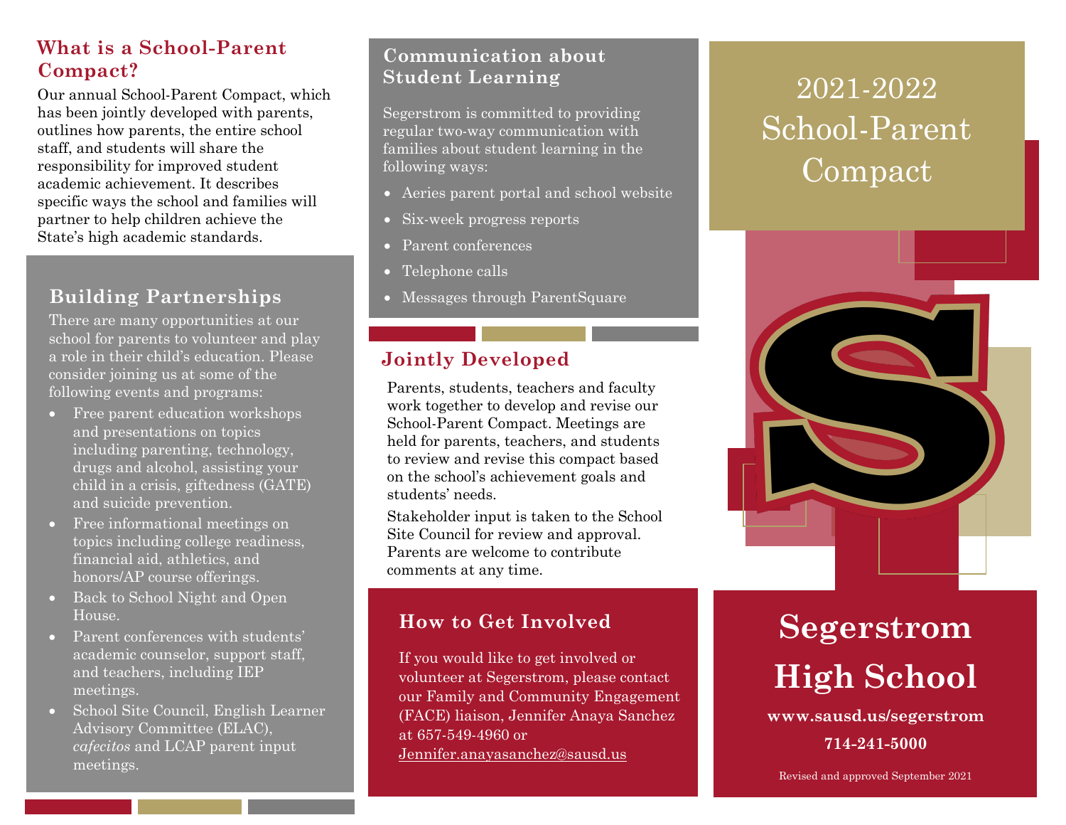# 2021-2022 School-Parent Compact

# Segerstrom High School

**www.sausd.us/segerstrom**

**714-241-5000**

Revised and approved September 2021

## What is a School-Parent Compact?

Our annual School-Parent Compact, which has been jointly developed with parents, outlines how parents, the entire school staff, and students will share the responsibility for improved student academic achievement. It describes specific ways the school and families will partner to help children achieve the State's high academic standards.

## Building Partnerships

There are many opportunities at our school for parents to volunteer and play a role in their child's education. Please consider joining us at some of the following events and programs:

- Free parent education workshops and presentations on topics including parenting, technology, drugs and alcohol, assisting your child in a crisis, giftedness (GATE) and suicide prevention.
- Free informational meetings on topics including college readiness, financial aid, athletics, and honors/AP course offerings.
- Back to School Night and Open House.
- Parent conferences with students' academic counselor, support staff, and teachers, including IEP meetings.
- School Site Council, English Learner Advisory Committee (ELAC), *cafecitos* and LCAP parent input meetings.

## Communication about Student Learning

Segerstrom is committed to providing regular two-way communication with families about student learning in the following ways:

- Aeries parent portal and school website
- Six-week progress reports
- Parent conferences
- Telephone calls
- Messages through ParentSquare

## Jointly Developed

Parents, students, teachers and faculty work together to develop and revise our School-Parent Compact. Meetings are held for parents, teachers, and students to review and revise this compact based on the school's achievement goals and students' needs.

Stakeholder input is taken to the School Site Council for review and approval. Parents are welcome to contribute comments at any time.

## How to Get Involved

If you would like to get involved or volunteer at Segerstrom, please contact our Family and Community Engagement (FACE) liaison, Jennifer Anaya Sanchez at 657-549-4960 or Jennifer.anayasanchez@sausd.us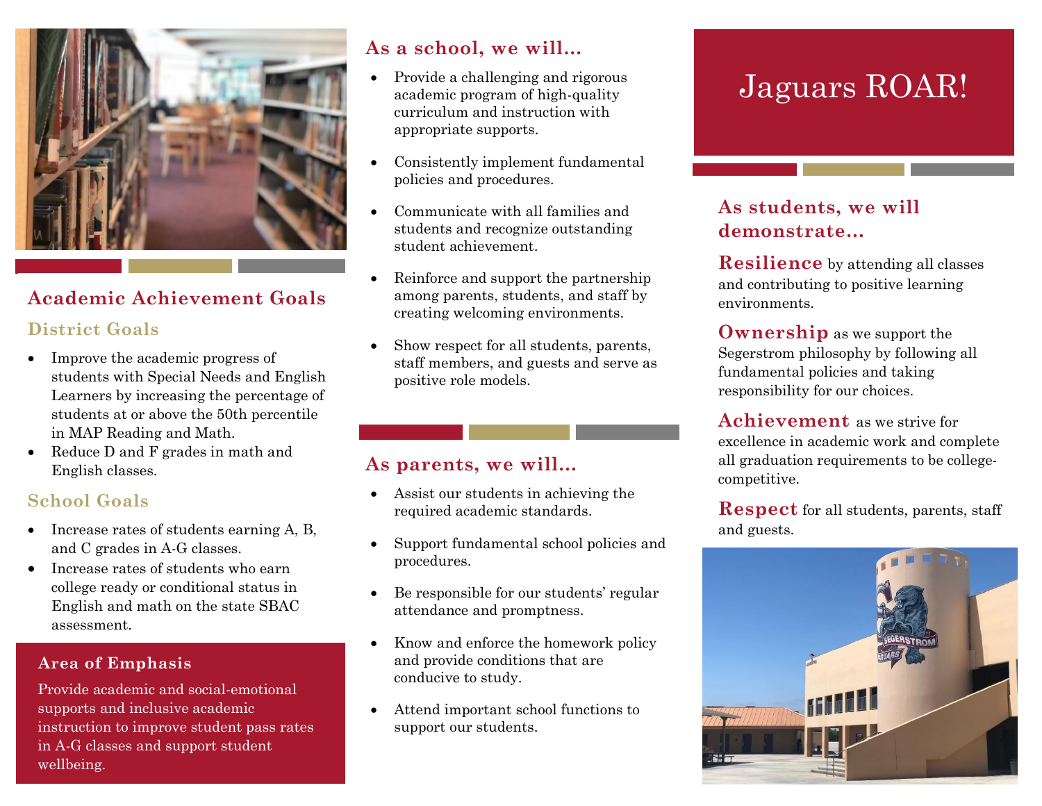## Academic Achievement Goals

### District Goals

- Improve the academic progress of students with Special Needs and English Learners by increasing the percentage of students at or above the 50th percentile in MAP Reading and Math.
- Reduce D and F grades in math and English classes.

### School Goals

- Increase rates of students earning A, B, and C grades in A-G classes.
- Increase rates of students who earn college ready or conditional status in English and math on the state SBAC assessment.

### Area of Emphasis

Provide academic and social-emotional supports and inclusive academic instruction to improve student pass rates in A-G classes and support student wellbeing.

## As a school, we will...

- Provide a challenging and rigorous academic program of high-quality curriculum and instruction with appropriate supports.
- Consistently implement fundamental policies and procedures.
- Communicate with all families and students and recognize outstanding student achievement.
- Reinforce and support the partnership among parents, students, and staff by creating welcoming environments.
- Show respect for all students, parents, staff members, and guests and serve as positive role models.

## As parents, we will...

- Assist our students in achieving the required academic standards.
- Support fundamental school policies and procedures.
- Be responsible for our students' regular attendance and promptness.
- Know and enforce the homework policy and provide conditions that are conducive to study.
- Attend important school functions to support our students.

# Jaguars ROAR!

## As students, we will demonstrate...

**Resilience** by attending all classes and contributing to positive learning environments.

**Ownership** as we support the Segerstrom philosophy by following all fundamental policies and taking responsibility for our choices.

**Achievement** as we strive for excellence in academic work and complete all graduation requirements to be college-competitive.

**Respect** for all students, parents, staff and guests.